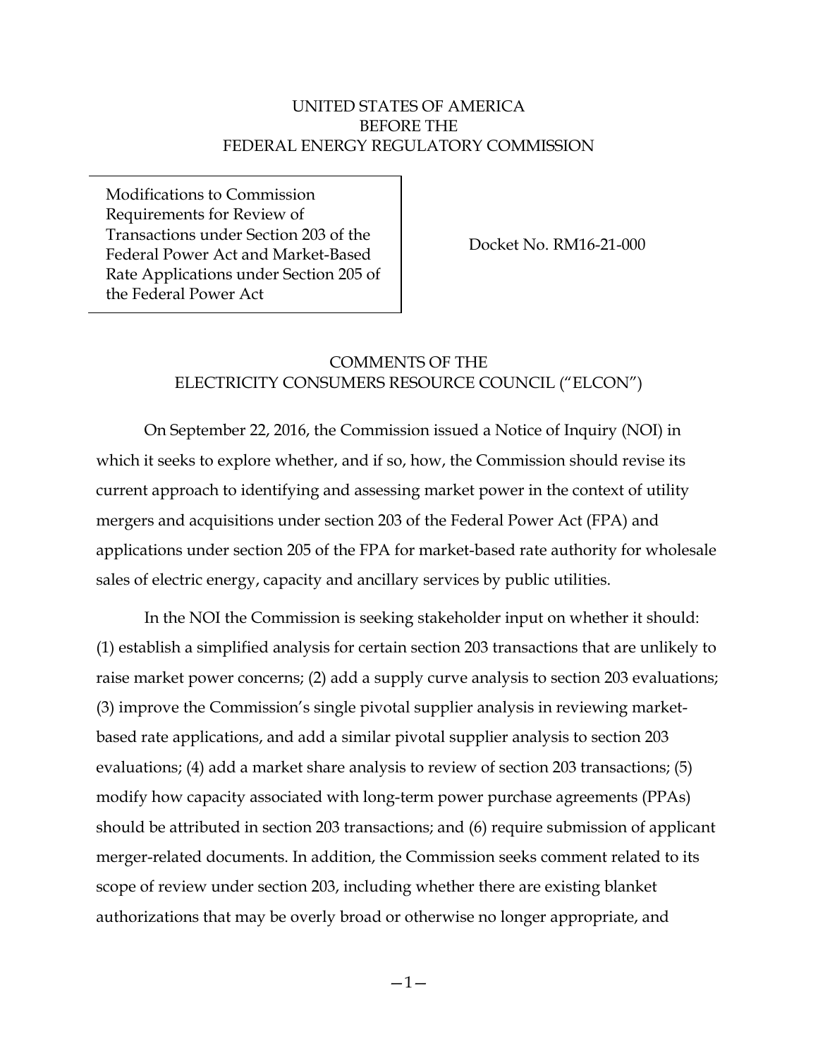UNITED STATES OF AMERICA
BEFORE THE
FEDERAL ENERGY REGULATORY COMMISSION

| Modifications to Commission Requirements for Review of Transactions under Section 203 of the Federal Power Act and Market-Based Rate Applications under Section 205 of the Federal Power Act | Docket No. RM16-21-000 |
| --- | --- |

COMMENTS OF THE
ELECTRICITY CONSUMERS RESOURCE COUNCIL ("ELCON")

On September 22, 2016, the Commission issued a Notice of Inquiry (NOI) in which it seeks to explore whether, and if so, how, the Commission should revise its current approach to identifying and assessing market power in the context of utility mergers and acquisitions under section 203 of the Federal Power Act (FPA) and applications under section 205 of the FPA for market-based rate authority for wholesale sales of electric energy, capacity and ancillary services by public utilities.

In the NOI the Commission is seeking stakeholder input on whether it should: (1) establish a simplified analysis for certain section 203 transactions that are unlikely to raise market power concerns; (2) add a supply curve analysis to section 203 evaluations; (3) improve the Commission's single pivotal supplier analysis in reviewing market-based rate applications, and add a similar pivotal supplier analysis to section 203 evaluations; (4) add a market share analysis to review of section 203 transactions; (5) modify how capacity associated with long-term power purchase agreements (PPAs) should be attributed in section 203 transactions; and (6) require submission of applicant merger-related documents. In addition, the Commission seeks comment related to its scope of review under section 203, including whether there are existing blanket authorizations that may be overly broad or otherwise no longer appropriate, and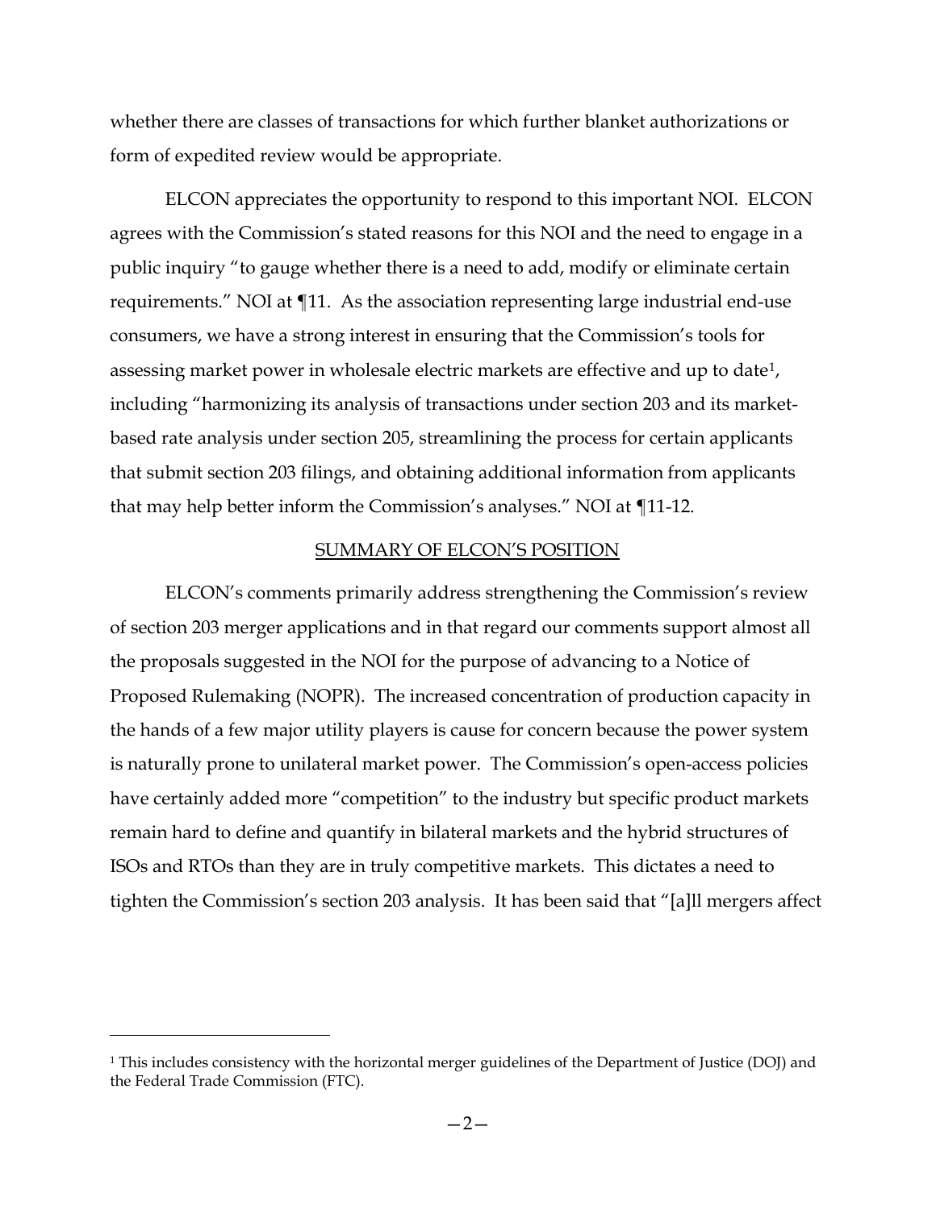whether there are classes of transactions for which further blanket authorizations or form of expedited review would be appropriate.

ELCON appreciates the opportunity to respond to this important NOI. ELCON agrees with the Commission's stated reasons for this NOI and the need to engage in a public inquiry "to gauge whether there is a need to add, modify or eliminate certain requirements." NOI at ¶11. As the association representing large industrial end-use consumers, we have a strong interest in ensuring that the Commission's tools for assessing market power in wholesale electric markets are effective and up to date[1], including "harmonizing its analysis of transactions under section 203 and its market-based rate analysis under section 205, streamlining the process for certain applicants that submit section 203 filings, and obtaining additional information from applicants that may help better inform the Commission's analyses." NOI at ¶11-12.

## SUMMARY OF ELCON'S POSITION

ELCON's comments primarily address strengthening the Commission's review of section 203 merger applications and in that regard our comments support almost all the proposals suggested in the NOI for the purpose of advancing to a Notice of Proposed Rulemaking (NOPR). The increased concentration of production capacity in the hands of a few major utility players is cause for concern because the power system is naturally prone to unilateral market power. The Commission's open-access policies have certainly added more "competition" to the industry but specific product markets remain hard to define and quantify in bilateral markets and the hybrid structures of ISOs and RTOs than they are in truly competitive markets. This dictates a need to tighten the Commission's section 203 analysis. It has been said that "[a]ll mergers affect

---

[1] This includes consistency with the horizontal merger guidelines of the Department of Justice (DOJ) and the Federal Trade Commission (FTC).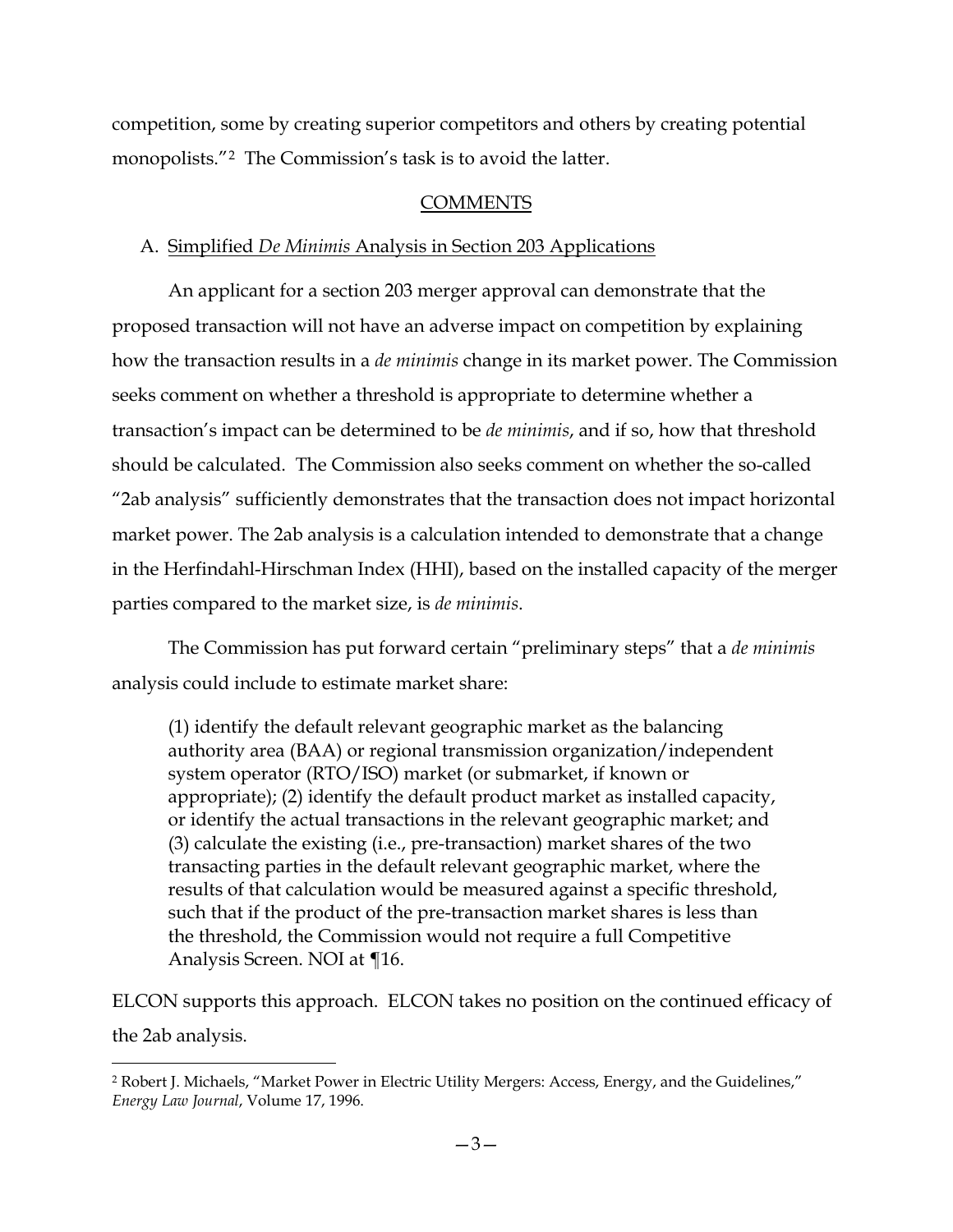competition, some by creating superior competitors and others by creating potential monopolists."[2] The Commission's task is to avoid the latter.

## COMMENTS

### A. Simplified *De Minimis* Analysis in Section 203 Applications

An applicant for a section 203 merger approval can demonstrate that the proposed transaction will not have an adverse impact on competition by explaining how the transaction results in a *de minimis* change in its market power. The Commission seeks comment on whether a threshold is appropriate to determine whether a transaction's impact can be determined to be *de minimis*, and if so, how that threshold should be calculated. The Commission also seeks comment on whether the so-called "2ab analysis" sufficiently demonstrates that the transaction does not impact horizontal market power. The 2ab analysis is a calculation intended to demonstrate that a change in the Herfindahl-Hirschman Index (HHI), based on the installed capacity of the merger parties compared to the market size, is *de minimis*.

The Commission has put forward certain "preliminary steps" that a *de minimis* analysis could include to estimate market share:

> (1) identify the default relevant geographic market as the balancing authority area (BAA) or regional transmission organization/independent system operator (RTO/ISO) market (or submarket, if known or appropriate); (2) identify the default product market as installed capacity, or identify the actual transactions in the relevant geographic market; and (3) calculate the existing (i.e., pre-transaction) market shares of the two transacting parties in the default relevant geographic market, where the results of that calculation would be measured against a specific threshold, such that if the product of the pre-transaction market shares is less than the threshold, the Commission would not require a full Competitive Analysis Screen. NOI at ¶16.

ELCON supports this approach. ELCON takes no position on the continued efficacy of the 2ab analysis.

---

[2] Robert J. Michaels, "Market Power in Electric Utility Mergers: Access, Energy, and the Guidelines," *Energy Law Journal*, Volume 17, 1996.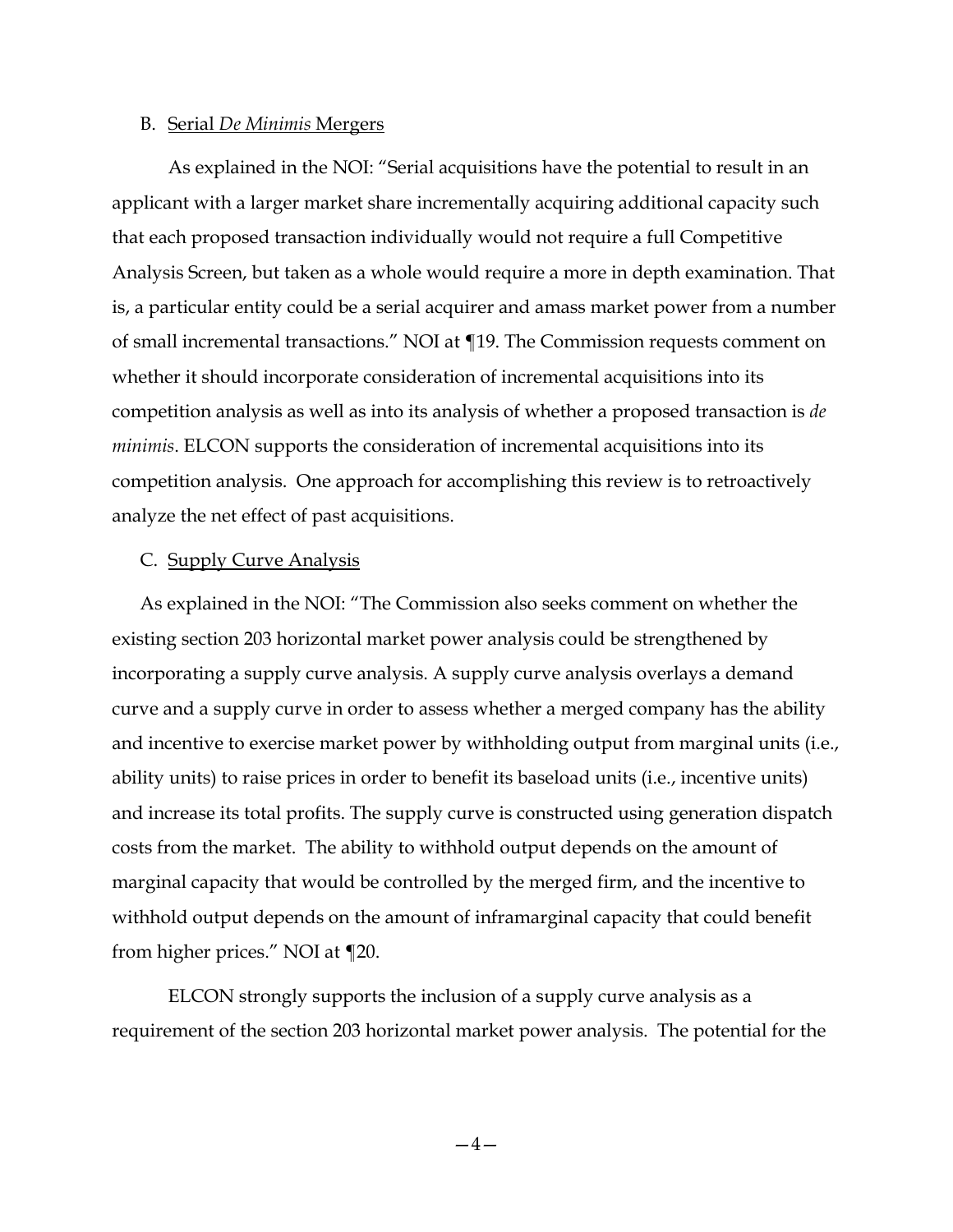B. Serial *De Minimis* Mergers

As explained in the NOI: "Serial acquisitions have the potential to result in an applicant with a larger market share incrementally acquiring additional capacity such that each proposed transaction individually would not require a full Competitive Analysis Screen, but taken as a whole would require a more in depth examination. That is, a particular entity could be a serial acquirer and amass market power from a number of small incremental transactions." NOI at ¶19. The Commission requests comment on whether it should incorporate consideration of incremental acquisitions into its competition analysis as well as into its analysis of whether a proposed transaction is *de minimis*. ELCON supports the consideration of incremental acquisitions into its competition analysis. One approach for accomplishing this review is to retroactively analyze the net effect of past acquisitions.

C. Supply Curve Analysis

As explained in the NOI: "The Commission also seeks comment on whether the existing section 203 horizontal market power analysis could be strengthened by incorporating a supply curve analysis. A supply curve analysis overlays a demand curve and a supply curve in order to assess whether a merged company has the ability and incentive to exercise market power by withholding output from marginal units (i.e., ability units) to raise prices in order to benefit its baseload units (i.e., incentive units) and increase its total profits. The supply curve is constructed using generation dispatch costs from the market. The ability to withhold output depends on the amount of marginal capacity that would be controlled by the merged firm, and the incentive to withhold output depends on the amount of inframarginal capacity that could benefit from higher prices." NOI at ¶20.

ELCON strongly supports the inclusion of a supply curve analysis as a requirement of the section 203 horizontal market power analysis. The potential for the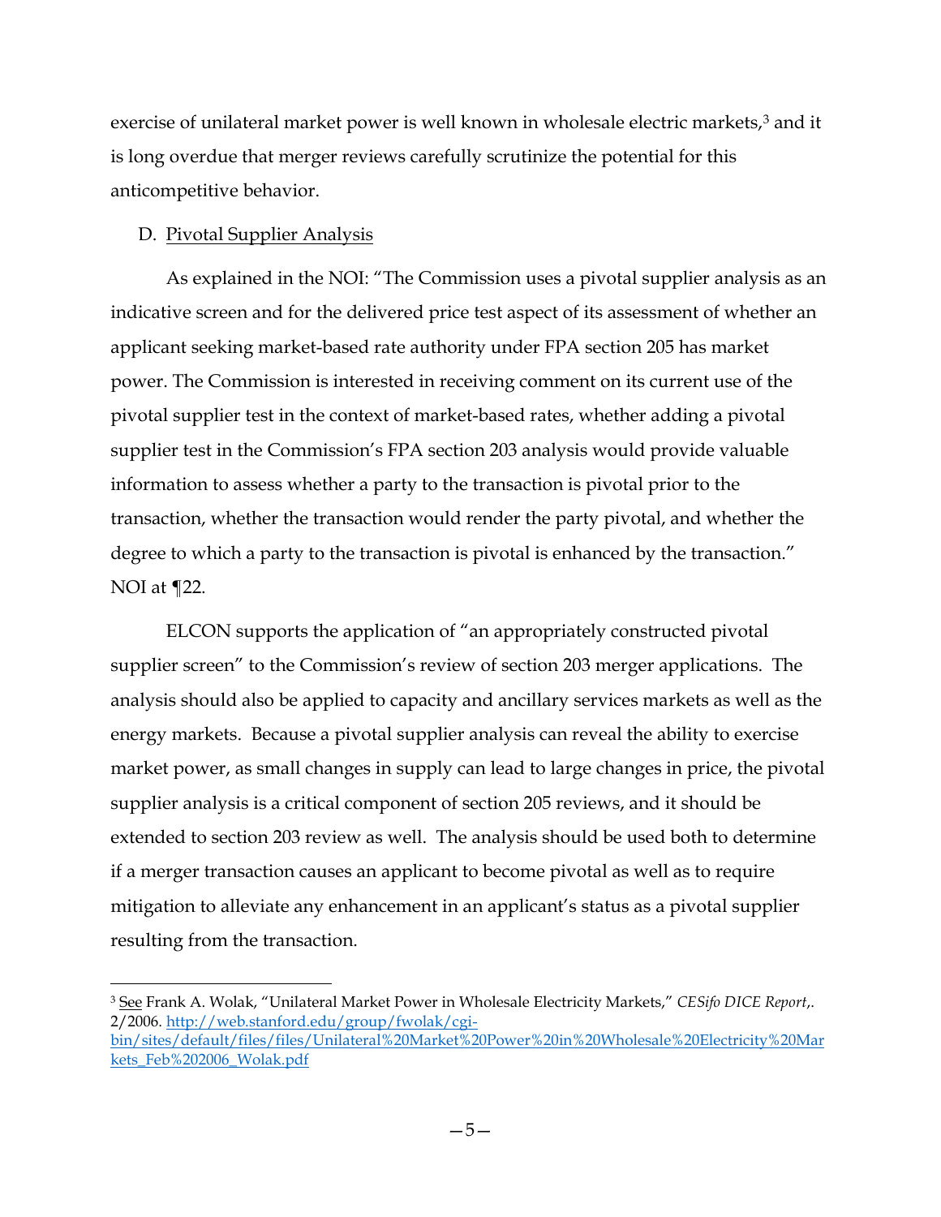exercise of unilateral market power is well known in wholesale electric markets,[3] and it is long overdue that merger reviews carefully scrutinize the potential for this anticompetitive behavior.

D. <u>Pivotal Supplier Analysis</u>

As explained in the NOI: "The Commission uses a pivotal supplier analysis as an indicative screen and for the delivered price test aspect of its assessment of whether an applicant seeking market-based rate authority under FPA section 205 has market power. The Commission is interested in receiving comment on its current use of the pivotal supplier test in the context of market-based rates, whether adding a pivotal supplier test in the Commission's FPA section 203 analysis would provide valuable information to assess whether a party to the transaction is pivotal prior to the transaction, whether the transaction would render the party pivotal, and whether the degree to which a party to the transaction is pivotal is enhanced by the transaction." NOI at ¶22.

ELCON supports the application of "an appropriately constructed pivotal supplier screen" to the Commission's review of section 203 merger applications. The analysis should also be applied to capacity and ancillary services markets as well as the energy markets. Because a pivotal supplier analysis can reveal the ability to exercise market power, as small changes in supply can lead to large changes in price, the pivotal supplier analysis is a critical component of section 205 reviews, and it should be extended to section 203 review as well. The analysis should be used both to determine if a merger transaction causes an applicant to become pivotal as well as to require mitigation to alleviate any enhancement in an applicant's status as a pivotal supplier resulting from the transaction.

---

[3] <u>See</u> Frank A. Wolak, "Unilateral Market Power in Wholesale Electricity Markets," *CESifo DICE Report*,. 2/2006. http://web.stanford.edu/group/fwolak/cgi-bin/sites/default/files/files/Unilateral%20Market%20Power%20in%20Wholesale%20Electricity%20Markets_Feb%202006_Wolak.pdf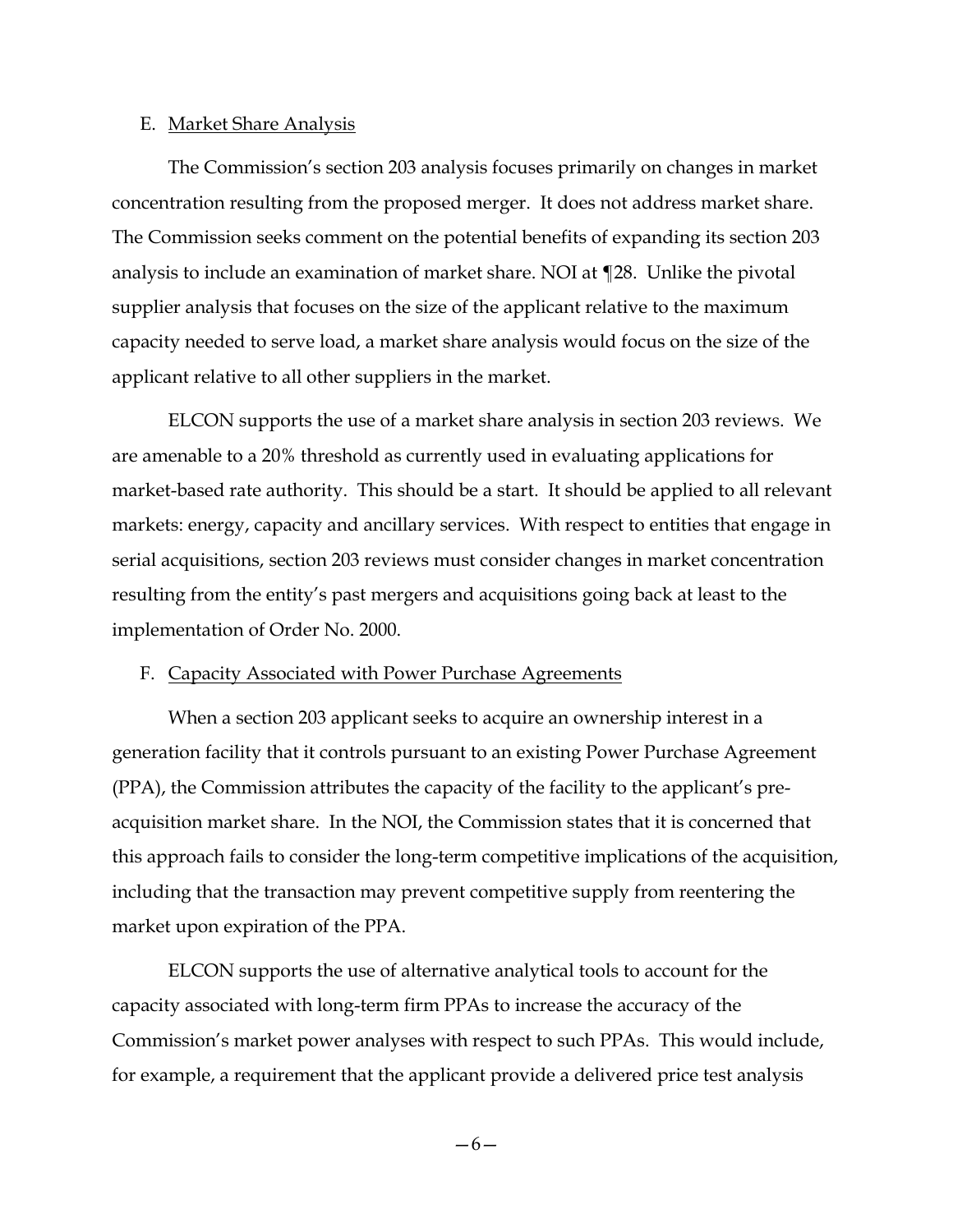### E. Market Share Analysis

The Commission's section 203 analysis focuses primarily on changes in market concentration resulting from the proposed merger. It does not address market share. The Commission seeks comment on the potential benefits of expanding its section 203 analysis to include an examination of market share. NOI at ¶28. Unlike the pivotal supplier analysis that focuses on the size of the applicant relative to the maximum capacity needed to serve load, a market share analysis would focus on the size of the applicant relative to all other suppliers in the market.

ELCON supports the use of a market share analysis in section 203 reviews. We are amenable to a 20% threshold as currently used in evaluating applications for market-based rate authority. This should be a start. It should be applied to all relevant markets: energy, capacity and ancillary services. With respect to entities that engage in serial acquisitions, section 203 reviews must consider changes in market concentration resulting from the entity's past mergers and acquisitions going back at least to the implementation of Order No. 2000.

### F. Capacity Associated with Power Purchase Agreements

When a section 203 applicant seeks to acquire an ownership interest in a generation facility that it controls pursuant to an existing Power Purchase Agreement (PPA), the Commission attributes the capacity of the facility to the applicant's pre-acquisition market share. In the NOI, the Commission states that it is concerned that this approach fails to consider the long-term competitive implications of the acquisition, including that the transaction may prevent competitive supply from reentering the market upon expiration of the PPA.

ELCON supports the use of alternative analytical tools to account for the capacity associated with long-term firm PPAs to increase the accuracy of the Commission's market power analyses with respect to such PPAs. This would include, for example, a requirement that the applicant provide a delivered price test analysis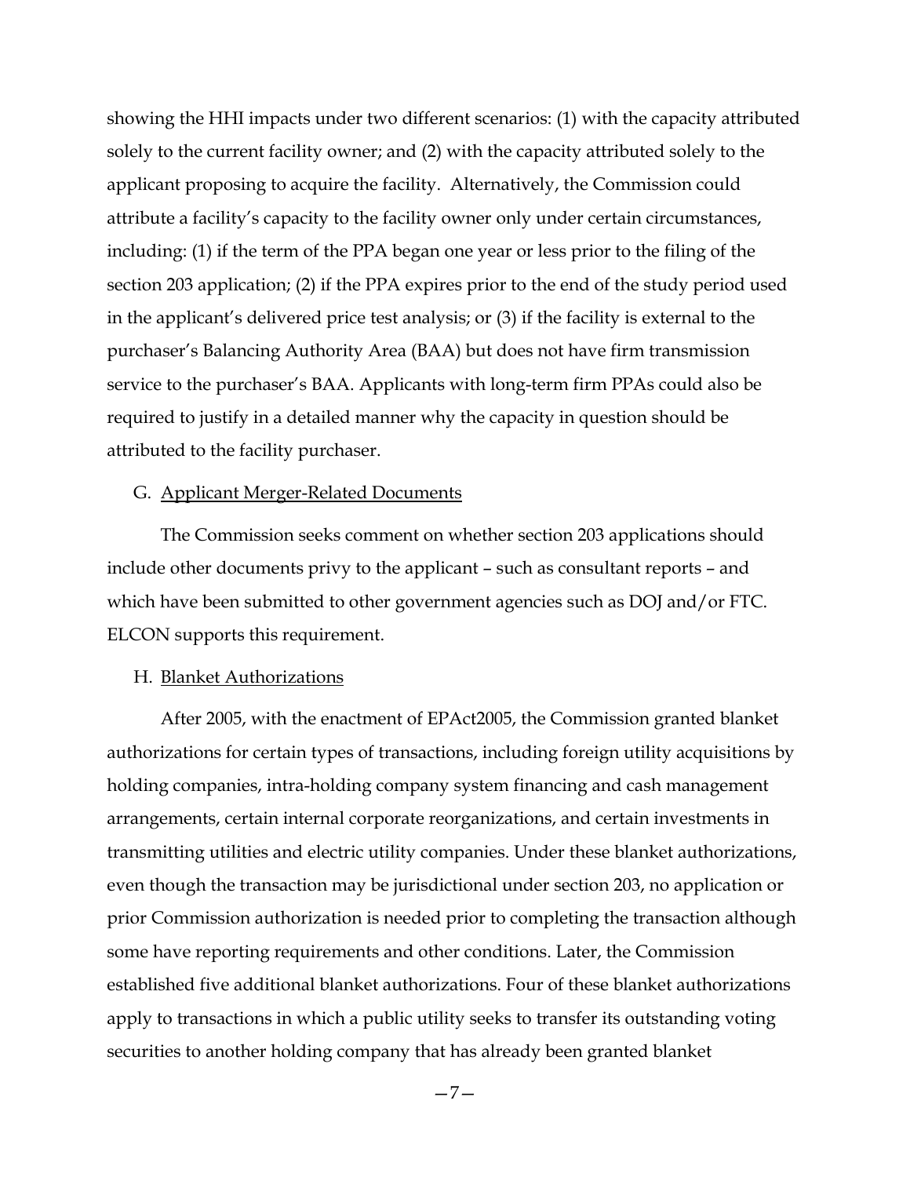showing the HHI impacts under two different scenarios: (1) with the capacity attributed solely to the current facility owner; and (2) with the capacity attributed solely to the applicant proposing to acquire the facility. Alternatively, the Commission could attribute a facility's capacity to the facility owner only under certain circumstances, including: (1) if the term of the PPA began one year or less prior to the filing of the section 203 application; (2) if the PPA expires prior to the end of the study period used in the applicant's delivered price test analysis; or (3) if the facility is external to the purchaser's Balancing Authority Area (BAA) but does not have firm transmission service to the purchaser's BAA. Applicants with long-term firm PPAs could also be required to justify in a detailed manner why the capacity in question should be attributed to the facility purchaser.

G. Applicant Merger-Related Documents

The Commission seeks comment on whether section 203 applications should include other documents privy to the applicant – such as consultant reports – and which have been submitted to other government agencies such as DOJ and/or FTC. ELCON supports this requirement.

H. Blanket Authorizations

After 2005, with the enactment of EPAct2005, the Commission granted blanket authorizations for certain types of transactions, including foreign utility acquisitions by holding companies, intra-holding company system financing and cash management arrangements, certain internal corporate reorganizations, and certain investments in transmitting utilities and electric utility companies. Under these blanket authorizations, even though the transaction may be jurisdictional under section 203, no application or prior Commission authorization is needed prior to completing the transaction although some have reporting requirements and other conditions. Later, the Commission established five additional blanket authorizations. Four of these blanket authorizations apply to transactions in which a public utility seeks to transfer its outstanding voting securities to another holding company that has already been granted blanket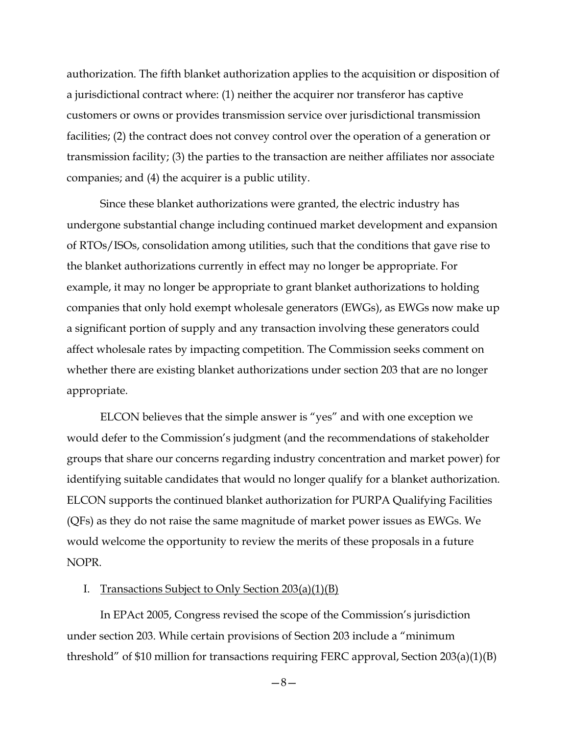authorization. The fifth blanket authorization applies to the acquisition or disposition of a jurisdictional contract where: (1) neither the acquirer nor transferor has captive customers or owns or provides transmission service over jurisdictional transmission facilities; (2) the contract does not convey control over the operation of a generation or transmission facility; (3) the parties to the transaction are neither affiliates nor associate companies; and (4) the acquirer is a public utility.

Since these blanket authorizations were granted, the electric industry has undergone substantial change including continued market development and expansion of RTOs/ISOs, consolidation among utilities, such that the conditions that gave rise to the blanket authorizations currently in effect may no longer be appropriate. For example, it may no longer be appropriate to grant blanket authorizations to holding companies that only hold exempt wholesale generators (EWGs), as EWGs now make up a significant portion of supply and any transaction involving these generators could affect wholesale rates by impacting competition. The Commission seeks comment on whether there are existing blanket authorizations under section 203 that are no longer appropriate.

ELCON believes that the simple answer is "yes" and with one exception we would defer to the Commission's judgment (and the recommendations of stakeholder groups that share our concerns regarding industry concentration and market power) for identifying suitable candidates that would no longer qualify for a blanket authorization. ELCON supports the continued blanket authorization for PURPA Qualifying Facilities (QFs) as they do not raise the same magnitude of market power issues as EWGs. We would welcome the opportunity to review the merits of these proposals in a future NOPR.

I. Transactions Subject to Only Section 203(a)(1)(B)

In EPAct 2005, Congress revised the scope of the Commission's jurisdiction under section 203. While certain provisions of Section 203 include a "minimum threshold" of $10 million for transactions requiring FERC approval, Section 203(a)(1)(B)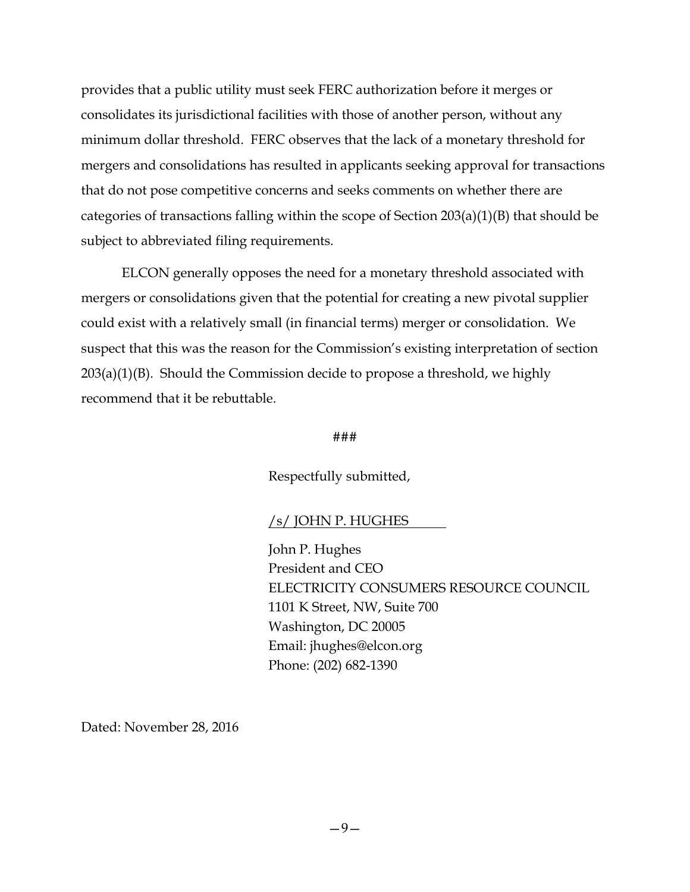provides that a public utility must seek FERC authorization before it merges or consolidates its jurisdictional facilities with those of another person, without any minimum dollar threshold. FERC observes that the lack of a monetary threshold for mergers and consolidations has resulted in applicants seeking approval for transactions that do not pose competitive concerns and seeks comments on whether there are categories of transactions falling within the scope of Section 203(a)(1)(B) that should be subject to abbreviated filing requirements.

ELCON generally opposes the need for a monetary threshold associated with mergers or consolidations given that the potential for creating a new pivotal supplier could exist with a relatively small (in financial terms) merger or consolidation. We suspect that this was the reason for the Commission's existing interpretation of section 203(a)(1)(B). Should the Commission decide to propose a threshold, we highly recommend that it be rebuttable.

###

Respectfully submitted,

/s/ JOHN P. HUGHES

John P. Hughes
President and CEO
ELECTRICITY CONSUMERS RESOURCE COUNCIL
1101 K Street, NW, Suite 700
Washington, DC 20005
Email: jhughes@elcon.org
Phone: (202) 682-1390

Dated: November 28, 2016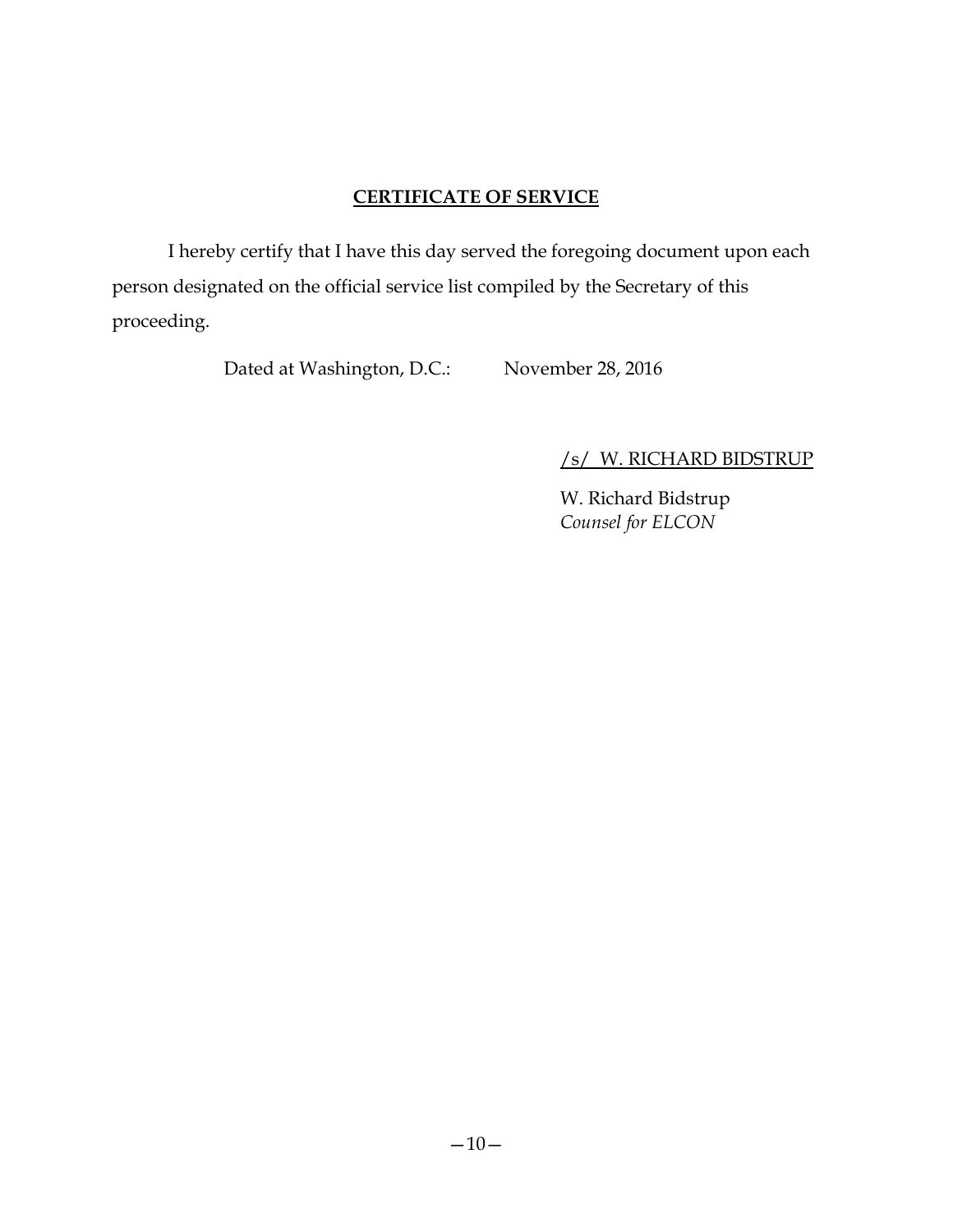## **CERTIFICATE OF SERVICE**

I hereby certify that I have this day served the foregoing document upon each person designated on the official service list compiled by the Secretary of this proceeding.

Dated at Washington, D.C.: November 28, 2016

/s/ W. RICHARD BIDSTRUP

W. Richard Bidstrup
*Counsel for ELCON*